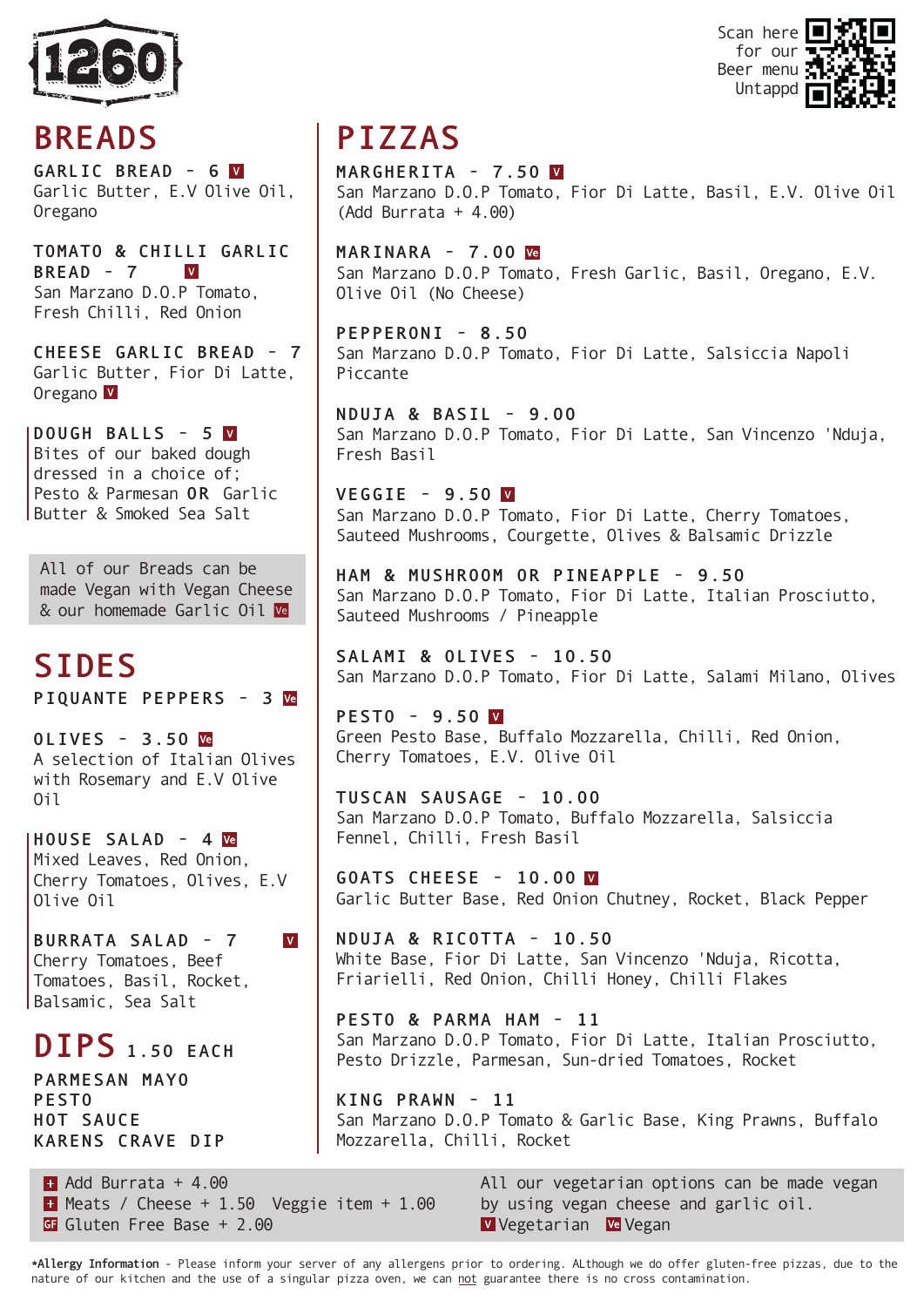1260

Scan here for our Beer menu Untappd

# BREADS

**GARLIC BREAD - 6** V
Garlic Butter, E.V Olive Oil, Oregano

**TOMATO & CHILLI GARLIC BREAD - 7** V
San Marzano D.O.P Tomato, Fresh Chilli, Red Onion

**CHEESE GARLIC BREAD - 7**
Garlic Butter, Fior Di Latte, Oregano V

**DOUGH BALLS - 5** V
Bites of our baked dough dressed in a choice of; Pesto & Parmesan **OR** Garlic Butter & Smoked Sea Salt

All of our Breads can be made Vegan with Vegan Cheese & our homemade Garlic Oil Ve

# SIDES

**PIQUANTE PEPPERS - 3** Ve

**OLIVES - 3.50** Ve
A selection of Italian Olives with Rosemary and E.V Olive Oil

**HOUSE SALAD - 4** Ve
Mixed Leaves, Red Onion, Cherry Tomatoes, Olives, E.V Olive Oil

**BURRATA SALAD - 7** V
Cherry Tomatoes, Beef Tomatoes, Basil, Rocket, Balsamic, Sea Salt

# DIPS 1.50 EACH

**PARMESAN MAYO**
**PESTO**
**HOT SAUCE**
**KARENS CRAVE DIP**

# PIZZAS

**MARGHERITA - 7.50** V
San Marzano D.O.P Tomato, Fior Di Latte, Basil, E.V. Olive Oil (Add Burrata + 4.00)

**MARINARA - 7.00** Ve
San Marzano D.O.P Tomato, Fresh Garlic, Basil, Oregano, E.V. Olive Oil (No Cheese)

**PEPPERONI - 8.50**
San Marzano D.O.P Tomato, Fior Di Latte, Salsiccia Napoli Piccante

**NDUJA & BASIL - 9.00**
San Marzano D.O.P Tomato, Fior Di Latte, San Vincenzo 'Nduja, Fresh Basil

**VEGGIE - 9.50** V
San Marzano D.O.P Tomato, Fior Di Latte, Cherry Tomatoes, Sauteed Mushrooms, Courgette, Olives & Balsamic Drizzle

**HAM & MUSHROOM OR PINEAPPLE - 9.50**
San Marzano D.O.P Tomato, Fior Di Latte, Italian Prosciutto, Sauteed Mushrooms / Pineapple

**SALAMI & OLIVES - 10.50**
San Marzano D.O.P Tomato, Fior Di Latte, Salami Milano, Olives

**PESTO - 9.50** V
Green Pesto Base, Buffalo Mozzarella, Chilli, Red Onion, Cherry Tomatoes, E.V. Olive Oil

**TUSCAN SAUSAGE - 10.00**
San Marzano D.O.P Tomato, Buffalo Mozzarella, Salsiccia Fennel, Chilli, Fresh Basil

**GOATS CHEESE - 10.00** V
Garlic Butter Base, Red Onion Chutney, Rocket, Black Pepper

**NDUJA & RICOTTA - 10.50**
White Base, Fior Di Latte, San Vincenzo 'Nduja, Ricotta, Friarielli, Red Onion, Chilli Honey, Chilli Flakes

**PESTO & PARMA HAM - 11**
San Marzano D.O.P Tomato, Fior Di Latte, Italian Prosciutto, Pesto Drizzle, Parmesan, Sun-dried Tomatoes, Rocket

**KING PRAWN - 11**
San Marzano D.O.P Tomato & Garlic Base, King Prawns, Buffalo Mozzarella, Chilli, Rocket

+ Add Burrata + 4.00
+ Meats / Cheese + 1.50 Veggie item + 1.00
GF Gluten Free Base + 2.00

All our vegetarian options can be made vegan by using vegan cheese and garlic oil.
V Vegetarian Ve Vegan

***Allergy Information** - Please inform your server of any allergens prior to ordering. ALthough we do offer gluten-free pizzas, due to the nature of our kitchen and the use of a singular pizza oven, we can not guarantee there is no cross contamination.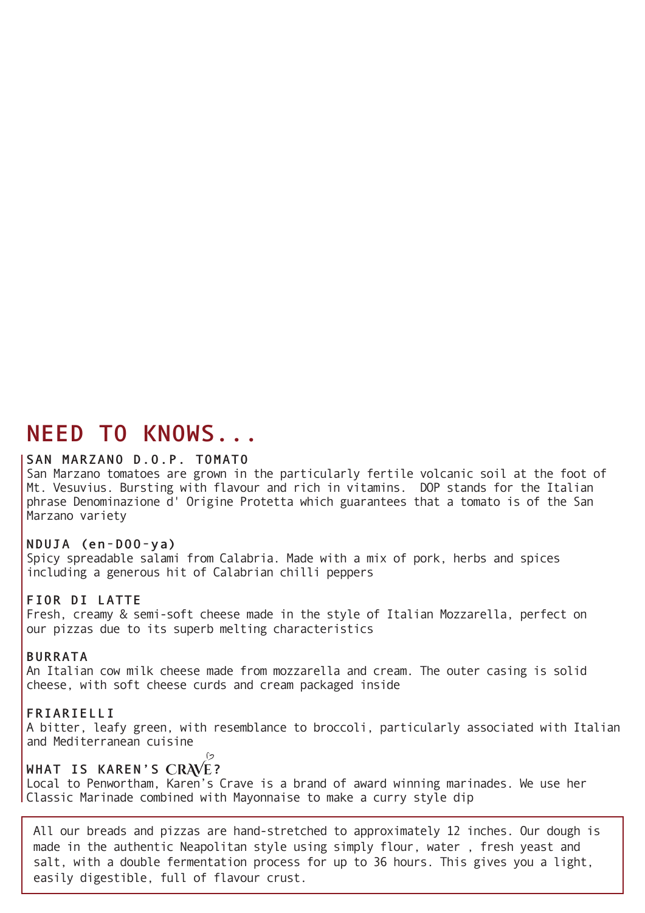# NEED TO KNOWS...

**SAN MARZANO D.O.P. TOMATO**
San Marzano tomatoes are grown in the particularly fertile volcanic soil at the foot of Mt. Vesuvius. Bursting with flavour and rich in vitamins. DOP stands for the Italian phrase Denominazione d' Origine Protetta which guarantees that a tomato is of the San Marzano variety

**NDUJA (en-DOO-ya)**
Spicy spreadable salami from Calabria. Made with a mix of pork, herbs and spices including a generous hit of Calabrian chilli peppers

**FIOR DI LATTE**
Fresh, creamy & semi-soft cheese made in the style of Italian Mozzarella, perfect on our pizzas due to its superb melting characteristics

**BURRATA**
An Italian cow milk cheese made from mozzarella and cream. The outer casing is solid cheese, with soft cheese curds and cream packaged inside

**FRIARIELLI**
A bitter, leafy green, with resemblance to broccoli, particularly associated with Italian and Mediterranean cuisine

**WHAT IS KAREN'S CRAVE?**
Local to Penwortham, Karen's Crave is a brand of award winning marinades. We use her Classic Marinade combined with Mayonnaise to make a curry style dip

All our breads and pizzas are hand-stretched to approximately 12 inches. Our dough is made in the authentic Neapolitan style using simply flour, water , fresh yeast and salt, with a double fermentation process for up to 36 hours. This gives you a light, easily digestible, full of flavour crust.